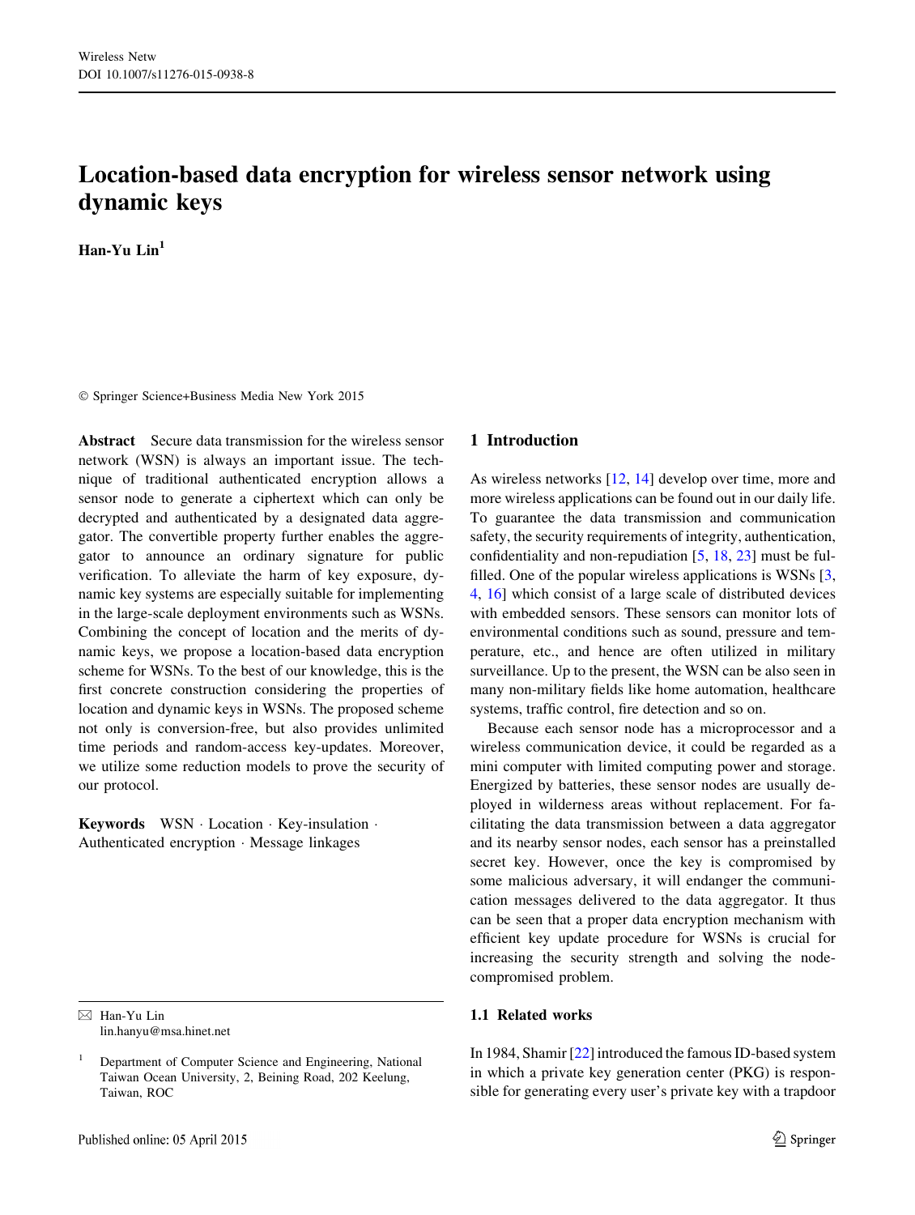# Location-based data encryption for wireless sensor network using dynamic keys

**Han-Yu Lin**[1]

© Springer Science+Business Media New York 2015

**Abstract** Secure data transmission for the wireless sensor network (WSN) is always an important issue. The technique of traditional authenticated encryption allows a sensor node to generate a ciphertext which can only be decrypted and authenticated by a designated data aggregator. The convertible property further enables the aggregator to announce an ordinary signature for public verification. To alleviate the harm of key exposure, dynamic key systems are especially suitable for implementing in the large-scale deployment environments such as WSNs. Combining the concept of location and the merits of dynamic keys, we propose a location-based data encryption scheme for WSNs. To the best of our knowledge, this is the first concrete construction considering the properties of location and dynamic keys in WSNs. The proposed scheme not only is conversion-free, but also provides unlimited time periods and random-access key-updates. Moreover, we utilize some reduction models to prove the security of our protocol.

**Keywords** WSN · Location · Key-insulation · Authenticated encryption · Message linkages

✉ Han-Yu Lin
lin.hanyu@msa.hinet.net

[1] Department of Computer Science and Engineering, National Taiwan Ocean University, 2, Beining Road, 202 Keelung, Taiwan, ROC

Published online: 05 April 2015

## 1 Introduction

As wireless networks [12, 14] develop over time, more and more wireless applications can be found out in our daily life. To guarantee the data transmission and communication safety, the security requirements of integrity, authentication, confidentiality and non-repudiation [5, 18, 23] must be fulfilled. One of the popular wireless applications is WSNs [3, 4, 16] which consist of a large scale of distributed devices with embedded sensors. These sensors can monitor lots of environmental conditions such as sound, pressure and temperature, etc., and hence are often utilized in military surveillance. Up to the present, the WSN can be also seen in many non-military fields like home automation, healthcare systems, traffic control, fire detection and so on.

Because each sensor node has a microprocessor and a wireless communication device, it could be regarded as a mini computer with limited computing power and storage. Energized by batteries, these sensor nodes are usually deployed in wilderness areas without replacement. For facilitating the data transmission between a data aggregator and its nearby sensor nodes, each sensor has a preinstalled secret key. However, once the key is compromised by some malicious adversary, it will endanger the communication messages delivered to the data aggregator. It thus can be seen that a proper data encryption mechanism with efficient key update procedure for WSNs is crucial for increasing the security strength and solving the node-compromised problem.

### 1.1 Related works

In 1984, Shamir [22] introduced the famous ID-based system in which a private key generation center (PKG) is responsible for generating every user's private key with a trapdoor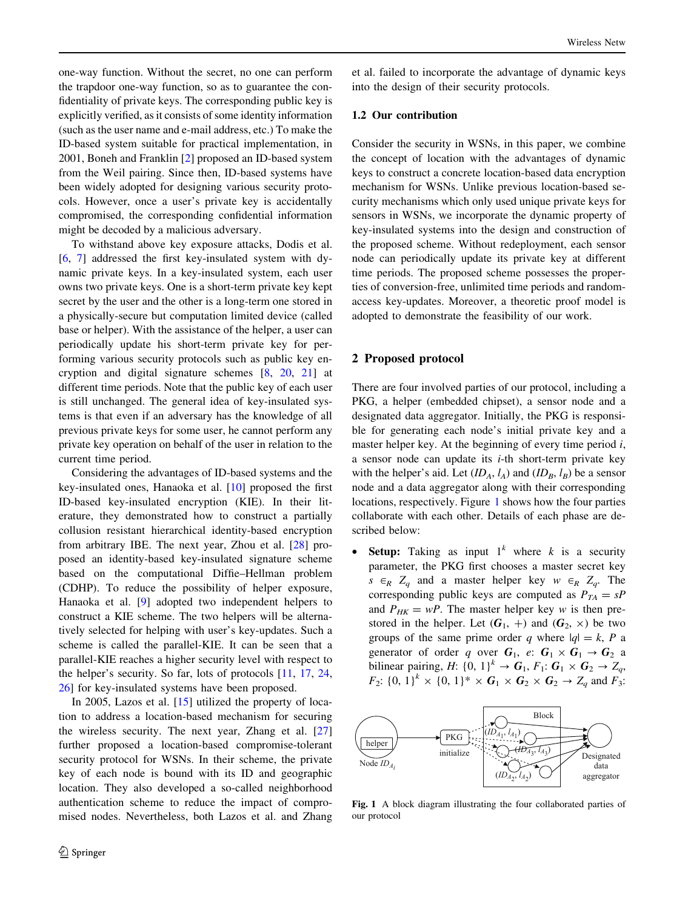one-way function. Without the secret, no one can perform the trapdoor one-way function, so as to guarantee the confidentiality of private keys. The corresponding public key is explicitly verified, as it consists of some identity information (such as the user name and e-mail address, etc.) To make the ID-based system suitable for practical implementation, in 2001, Boneh and Franklin [2] proposed an ID-based system from the Weil pairing. Since then, ID-based systems have been widely adopted for designing various security protocols. However, once a user's private key is accidentally compromised, the corresponding confidential information might be decoded by a malicious adversary.

To withstand above key exposure attacks, Dodis et al. [6, 7] addressed the first key-insulated system with dynamic private keys. In a key-insulated system, each user owns two private keys. One is a short-term private key kept secret by the user and the other is a long-term one stored in a physically-secure but computation limited device (called base or helper). With the assistance of the helper, a user can periodically update his short-term private key for performing various security protocols such as public key encryption and digital signature schemes [8, 20, 21] at different time periods. Note that the public key of each user is still unchanged. The general idea of key-insulated systems is that even if an adversary has the knowledge of all previous private keys for some user, he cannot perform any private key operation on behalf of the user in relation to the current time period.

Considering the advantages of ID-based systems and the key-insulated ones, Hanaoka et al. [10] proposed the first ID-based key-insulated encryption (KIE). In their literature, they demonstrated how to construct a partially collusion resistant hierarchical identity-based encryption from arbitrary IBE. The next year, Zhou et al. [28] proposed an identity-based key-insulated signature scheme based on the computational Diffie–Hellman problem (CDHP). To reduce the possibility of helper exposure, Hanaoka et al. [9] adopted two independent helpers to construct a KIE scheme. The two helpers will be alternatively selected for helping with user's key-updates. Such a scheme is called the parallel-KIE. It can be seen that a parallel-KIE reaches a higher security level with respect to the helper's security. So far, lots of protocols [11, 17, 24, 26] for key-insulated systems have been proposed.

In 2005, Lazos et al. [15] utilized the property of location to address a location-based mechanism for securing the wireless security. The next year, Zhang et al. [27] further proposed a location-based compromise-tolerant security protocol for WSNs. In their scheme, the private key of each node is bound with its ID and geographic location. They also developed a so-called neighborhood authentication scheme to reduce the impact of compromised nodes. Nevertheless, both Lazos et al. and Zhang et al. failed to incorporate the advantage of dynamic keys into the design of their security protocols.

### 1.2 Our contribution

Consider the security in WSNs, in this paper, we combine the concept of location with the advantages of dynamic keys to construct a concrete location-based data encryption mechanism for WSNs. Unlike previous location-based security mechanisms which only used unique private keys for sensors in WSNs, we incorporate the dynamic property of key-insulated systems into the design and construction of the proposed scheme. Without redeployment, each sensor node can periodically update its private key at different time periods. The proposed scheme possesses the properties of conversion-free, unlimited time periods and random-access key-updates. Moreover, a theoretic proof model is adopted to demonstrate the feasibility of our work.

## 2 Proposed protocol

There are four involved parties of our protocol, including a PKG, a helper (embedded chipset), a sensor node and a designated data aggregator. Initially, the PKG is responsible for generating each node's initial private key and a master helper key. At the beginning of every time period $i$, a sensor node can update its $i$-th short-term private key with the helper's aid. Let $(ID_A, l_A)$ and $(ID_B, l_B)$ be a sensor node and a data aggregator along with their corresponding locations, respectively. Figure 1 shows how the four parties collaborate with each other. Details of each phase are described below:

- **Setup:** Taking as input $1^k$ where $k$ is a security parameter, the PKG first chooses a master secret key $s \in_R Z_q$ and a master helper key $w \in_R Z_q$. The corresponding public keys are computed as $P_{TA} = sP$ and $P_{HK} = wP$. The master helper key $w$ is then pre-stored in the helper. Let $(G_1, +)$ and $(G_2, \times)$ be two groups of the same prime order $q$ where $|q| = k$, $P$ a generator of order $q$ over $G_1$, $e$: $G_1 \times G_1 \rightarrow G_2$ a bilinear pairing, $H$: $\{0, 1\}^k \rightarrow G_1$, $F_1$: $G_1 \times G_2 \rightarrow Z_q$, $F_2$: $\{0, 1\}^k \times \{0, 1\}^* \times G_1 \times G_2 \times G_2 \rightarrow Z_q$ and $F_3$:

Fig. 1 A block diagram illustrating the four collaborated parties of our protocol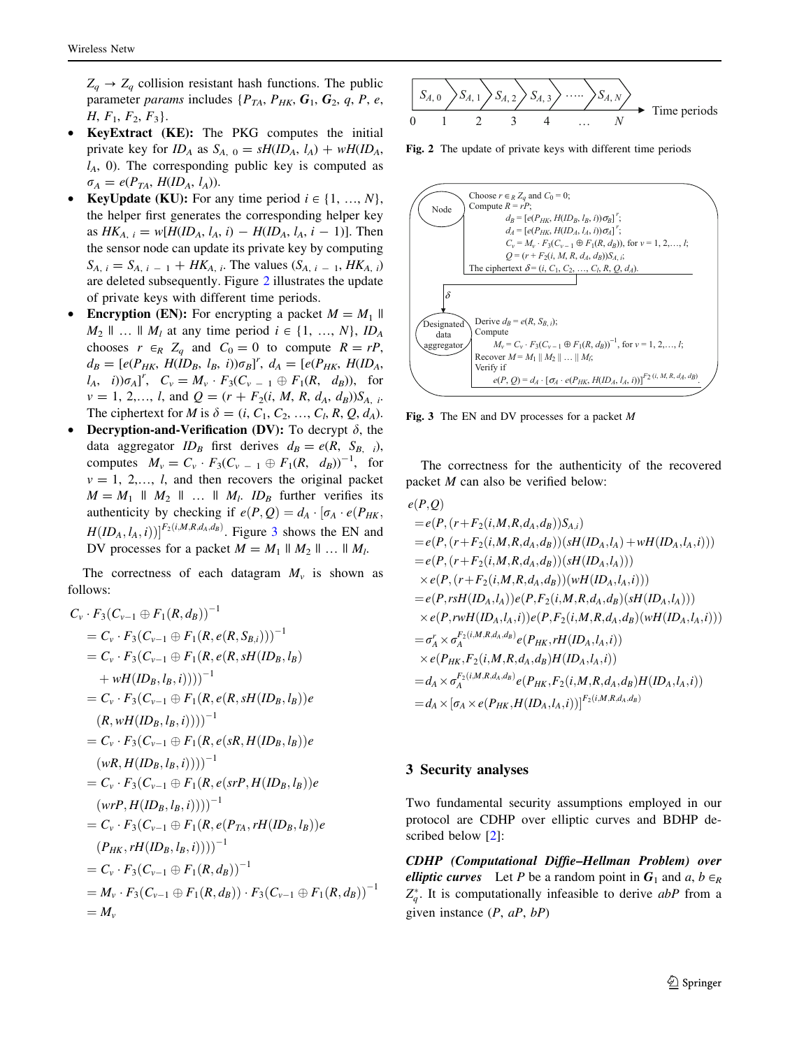$Z_q \to Z_q$ collision resistant hash functions. The public parameter *params* includes $\{P_{TA}, P_{HK}, \boldsymbol{G}_1, \boldsymbol{G}_2, q, P, e, H, F_1, F_2, F_3\}$.

- **KeyExtract (KE):** The PKG computes the initial private key for $ID_A$ as $S_{A,0} = sH(ID_A, l_A) + wH(ID_A, l_A, 0)$. The corresponding public key is computed as $\sigma_A = e(P_{TA}, H(ID_A, l_A))$.
- **KeyUpdate (KU):** For any time period $i \in \{1, \ldots, N\}$, the helper first generates the corresponding helper key as $HK_{A,i} = w[H(ID_A, l_A, i) - H(ID_A, l_A, i-1)]$. Then the sensor node can update its private key by computing $S_{A,i} = S_{A,i-1} + HK_{A,i}$. The values $(S_{A,i-1}, HK_{A,i})$ are deleted subsequently. Figure 2 illustrates the update of private keys with different time periods.
- **Encryption (EN):** For encrypting a packet $M = M_1 \parallel M_2 \parallel \ldots \parallel M_l$ at any time period $i \in \{1, \ldots, N\}$, $ID_A$ chooses $r \in_R Z_q$ and $C_0 = 0$ to compute $R = rP$, $d_B = [e(P_{HK}, H(ID_B, l_B, i))\sigma_B]^r$, $d_A = [e(P_{HK}, H(ID_A, l_A, i))\sigma_A]^r$, $C_v = M_v \cdot F_3(C_{v-1} \oplus F_1(R, d_B))$, for $v = 1, 2, \ldots, l$, and $Q = (r + F_2(i, M, R, d_A, d_B))S_{A,i}$. The ciphertext for $M$ is $\delta = (i, C_1, C_2, \ldots, C_l, R, Q, d_A)$.
- **Decryption-and-Verification (DV):** To decrypt $\delta$, the data aggregator $ID_B$ first derives $d_B = e(R, S_{B,i})$, computes $M_v = C_v \cdot F_3(C_{v-1} \oplus F_1(R, d_B))^{-1}$, for $v = 1, 2, \ldots, l$, and then recovers the original packet $M = M_1 \parallel M_2 \parallel \ldots \parallel M_l$. $ID_B$ further verifies its authenticity by checking if $e(P, Q) = d_A \cdot [\sigma_A \cdot e(P_{HK}, H(ID_A, l_A, i))]^{F_2(i,M,R,d_A,d_B)}$. Figure 3 shows the EN and DV processes for a packet $M = M_1 \parallel M_2 \parallel \ldots \parallel M_l$.

The correctness of each datagram $M_v$ is shown as follows:

$$
\begin{aligned}
& C_v \cdot F_3(C_{v-1} \oplus F_1(R, d_B))^{-1} \\
&= C_v \cdot F_3(C_{v-1} \oplus F_1(R, e(R, S_{B,i})))^{-1} \\
&= C_v \cdot F_3(C_{v-1} \oplus F_1(R, e(R, sH(ID_B, l_B) \\
&\quad + wH(ID_B, l_B, i))))^{-1} \\
&= C_v \cdot F_3(C_{v-1} \oplus F_1(R, e(R, sH(ID_B, l_B))e \\
&\quad (R, wH(ID_B, l_B, i))))^{-1} \\
&= C_v \cdot F_3(C_{v-1} \oplus F_1(R, e(sR, H(ID_B, l_B))e \\
&\quad (wR, H(ID_B, l_B, i))))^{-1} \\
&= C_v \cdot F_3(C_{v-1} \oplus F_1(R, e(srP, H(ID_B, l_B))e \\
&\quad (wrP, H(ID_B, l_B, i))))^{-1} \\
&= C_v \cdot F_3(C_{v-1} \oplus F_1(R, e(P_{TA}, rH(ID_B, l_B))e \\
&\quad (P_{HK}, rH(ID_B, l_B, i))))^{-1} \\
&= C_v \cdot F_3(C_{v-1} \oplus F_1(R, d_B))^{-1} \\
&= M_v \cdot F_3(C_{v-1} \oplus F_1(R, d_B)) \cdot F_3(C_{v-1} \oplus F_1(R, d_B))^{-1} \\
&= M_v
\end{aligned}
$$

Fig. 2 The update of private keys with different time periods

Fig. 3 The EN and DV processes for a packet $M$

The correctness for the authenticity of the recovered packet $M$ can also be verified below:

$$
\begin{aligned}
& e(P,Q) \\
&= e(P,(r+F_2(i,M,R,d_A,d_B))S_{A,i}) \\
&= e(P,(r+F_2(i,M,R,d_A,d_B))(sH(ID_A,l_A)+wH(ID_A,l_A,i))) \\
&= e(P,(r+F_2(i,M,R,d_A,d_B))(sH(ID_A,l_A))) \\
&\quad \times e(P,(r+F_2(i,M,R,d_A,d_B))(wH(ID_A,l_A,i))) \\
&= e(P,rsH(ID_A,l_A))e(P,F_2(i,M,R,d_A,d_B)(sH(ID_A,l_A))) \\
&\quad \times e(P,rwH(ID_A,l_A,i))e(P,F_2(i,M,R,d_A,d_B)(wH(ID_A,l_A,i))) \\
&= \sigma_A^r \times \sigma_A^{F_2(i,M,R,d_A,d_B)} e(P_{HK}, rH(ID_A,l_A,i)) \\
&\quad \times e(P_{HK}, F_2(i,M,R,d_A,d_B)H(ID_A,l_A,i)) \\
&= d_A \times \sigma_A^{F_2(i,M,R,d_A,d_B)} e(P_{HK}, F_2(i,M,R,d_A,d_B)H(ID_A,l_A,i)) \\
&= d_A \times [\sigma_A \times e(P_{HK}, H(ID_A,l_A,i))]^{F_2(i,M,R,d_A,d_B)}
\end{aligned}
$$

## 3 Security analyses

Two fundamental security assumptions employed in our protocol are CDHP over elliptic curves and BDHP described below [2]:

***CDHP (Computational Diffie–Hellman Problem) over elliptic curves*** Let $P$ be a random point in $\boldsymbol{G}_1$ and $a, b \in_R Z_q^*$. It is computationally infeasible to derive $abP$ from a given instance $(P, aP, bP)$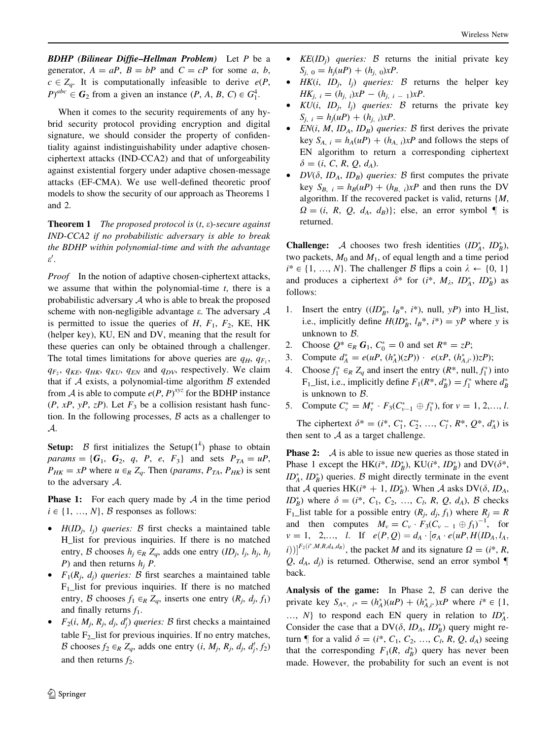***BDHP (Bilinear Diffie–Hellman Problem)*** Let $P$ be a generator, $A = aP$, $B = bP$ and $C = cP$ for some $a$, $b$, $c \in Z_q$. It is computationally infeasible to derive $e(P, P)^{abc} \in \boldsymbol{G}_2$ from a given an instance $(P, A, B, C) \in G_1^4$.

When it comes to the security requirements of any hybrid security protocol providing encryption and digital signature, we should consider the property of confidentiality against indistinguishability under adaptive chosen-ciphertext attacks (IND-CCA2) and that of unforgeability against existential forgery under adaptive chosen-message attacks (EF-CMA). We use well-defined theoretic proof models to show the security of our approach as Theorems 1 and 2.

**Theorem 1** *The proposed protocol is $(t, \varepsilon)$-secure against IND-CCA2 if no probabilistic adversary is able to break the BDHP within polynomial-time and with the advantage $\varepsilon'$.*

*Proof* In the notion of adaptive chosen-ciphertext attacks, we assume that within the polynomial-time $t$, there is a probabilistic adversary $\mathcal{A}$ who is able to break the proposed scheme with non-negligible advantage $\varepsilon$. The adversary $\mathcal{A}$ is permitted to issue the queries of $H$, $F_1$, $F_2$, KE, HK (helper key), KU, EN and DV, meaning that the result for these queries can only be obtained through a challenger. The total times limitations for above queries are $q_H$, $q_{F_1}$, $q_{F_2}$, $q_{KE}$, $q_{HK}$, $q_{KU}$, $q_{EN}$ and $q_{DV}$, respectively. We claim that if $\mathcal{A}$ exists, a polynomial-time algorithm $\mathcal{B}$ extended from $\mathcal{A}$ is able to compute $e(P, P)^{xyz}$ for the BDHP instance $(P, xP, yP, zP)$. Let $F_3$ be a collision resistant hash function. In the following processes, $\mathcal{B}$ acts as a challenger to $\mathcal{A}$.

**Setup:** $\mathcal{B}$ first initializes the Setup$(1^k)$ phase to obtain $params = \{\boldsymbol{G}_1, \boldsymbol{G}_2, q, P, e, F_3\}$ and sets $P_{TA} = uP$, $P_{HK} = xP$ where $u \in_R Z_q$. Then $(params, P_{TA}, P_{HK})$ is sent to the adversary $\mathcal{A}$.

**Phase 1:** For each query made by $\mathcal{A}$ in the time period $i \in \{1, \ldots, N\}$, $\mathcal{B}$ responses as follows:

- $H(ID_j, l_j)$ *queries:* $\mathcal{B}$ first checks a maintained table H_list for previous inquiries. If there is no matched entry, $\mathcal{B}$ chooses $h_j \in_R Z_q$, adds one entry $(ID_j, l_j, h_j, h_j P)$ and then returns $h_j P$.
- $F_1(R_j, d_j)$ *queries:* $\mathcal{B}$ first searches a maintained table F$_1$_list for previous inquiries. If there is no matched entry, $\mathcal{B}$ chooses $f_1 \in_R Z_q$, inserts one entry $(R_j, d_j, f_1)$ and finally returns $f_1$.
- $F_2(i, M_j, R_j, d_j, d'_j)$ *queries:* $\mathcal{B}$ first checks a maintained table F$_2$_list for previous inquiries. If no entry matches, $\mathcal{B}$ chooses $f_2 \in_R Z_q$, adds one entry $(i, M_j, R_j, d_j, d'_j, f_2)$ and then returns $f_2$.
- $KE(ID_j)$ *queries:* $\mathcal{B}$ returns the initial private key $S_{j,0} = h_j(uP) + (h_{j,0})xP$.
- $HK(i, ID_j, l_j)$ *queries:* $\mathcal{B}$ returns the helper key $HK_{j,i} = (h_{j,i})xP - (h_{j,i-1})xP$.
- $KU(i, ID_j, l_j)$ *queries:* $\mathcal{B}$ returns the private key $S_{j,i} = h_j(uP) + (h_{j,i})xP$.
- $EN(i, M, ID_A, ID_B)$ *queries:* $\mathcal{B}$ first derives the private key $S_{A,i} = h_A(uP) + (h_{A,i})xP$ and follows the steps of EN algorithm to return a corresponding ciphertext $\delta = (i, C, R, Q, d_A)$.
- $DV(\delta, ID_A, ID_B)$ *queries:* $\mathcal{B}$ first computes the private key $S_{B,i} = h_B(uP) + (h_{B,i})xP$ and then runs the DV algorithm. If the recovered packet is valid, returns $\{M, \Omega = (i, R, Q, d_A, d_B)\}$; else, an error symbol ¶ is returned.

**Challenge:** $\mathcal{A}$ chooses two fresh identities $(ID_A^*, ID_B^*)$, two packets, $M_0$ and $M_1$, of equal length and a time period $i^* \in \{1, \ldots, N\}$. The challenger $\mathcal{B}$ flips a coin $\lambda \leftarrow \{0, 1\}$ and produces a ciphertext $\delta^*$ for $(i^*, M_\lambda, ID_A^*, ID_B^*)$ as follows:

1. Insert the entry $((ID_B^*, l_B{}^*, i^*), \text{null}, yP)$ into H_list, i.e., implicitly define $H(ID_B^*, l_B{}^*, i^*) = yP$ where $y$ is unknown to $\mathcal{B}$.
2. Choose $Q^* \in_R \boldsymbol{G}_1$, $C_0^* = 0$ and set $R^* = zP$;
3. Compute $d_A^* = e(uP, (h_A^*)(zP)) \cdot e(xP, (h_{A,i^*}^*))zP)$;
4. Choose $f_1^* \in_R Z_q$ and insert the entry $(R^*, \text{null}, f_1^*)$ into F$_1$_list, i.e., implicitly define $F_1(R^*, d_B^*) = f_1^*$ where $d_B^*$ is unknown to $\mathcal{B}$.
5. Compute $C_v^* = M_v^* \cdot F_3(C_{v-1}^* \oplus f_1^*)$, for $v = 1, 2, \ldots, l$.

The ciphertext $\delta^* = (i^*, C_1^*, C_2^*, \ldots, C_l^*, R^*, Q^*, d_A^*)$ is then sent to $\mathcal{A}$ as a target challenge.

**Phase 2:** $\mathcal{A}$ is able to issue new queries as those stated in Phase 1 except the HK$(i^*, ID_B^*)$, KU$(i^*, ID_B^*)$ and DV$(\delta^*, ID_A^*, ID_B^*)$ queries. $\mathcal{B}$ might directly terminate in the event that $\mathcal{A}$ queries HK$(i^* + 1, ID_B^*)$. When $\mathcal{A}$ asks DV$(\delta, ID_A, ID_B^*)$ where $\delta = (i^*, C_1, C_2, \ldots, C_l, R, Q, d_A)$, $\mathcal{B}$ checks F$_1$_list table for a possible entry $(R_j, d_j, f_1)$ where $R_j = R$ and then computes $M_v = C_v \cdot F_3(C_{v-1} \oplus f_1)^{-1}$, for $v = 1, 2, \ldots, l$. If $e(P, Q) = d_A \cdot [\sigma_A \cdot e(uP, H(ID_A, l_A, i))]^{F_2(i^*, M, R, d_A, d_B)}$, the packet $M$ and its signature $\Omega = (i^*, R, Q, d_A, d_j)$ is returned. Otherwise, send an error symbol ¶ back.

**Analysis of the game:** In Phase 2, $\mathcal{B}$ can derive the private key $S_{A^*, i^*} = (h_A^*)(uP) + (h_{A,i^*}^*)xP$ where $i^* \in \{1, \ldots, N\}$ to respond each EN query in relation to $ID_A^*$. Consider the case that a DV$(\delta, ID_A, ID_B^*)$ query might return ¶ for a valid $\delta = (i^*, C_1, C_2, \ldots, C_l, R, Q, d_A)$ seeing that the corresponding $F_1(R, d_B^*)$ query has never been made. However, the probability for such an event is not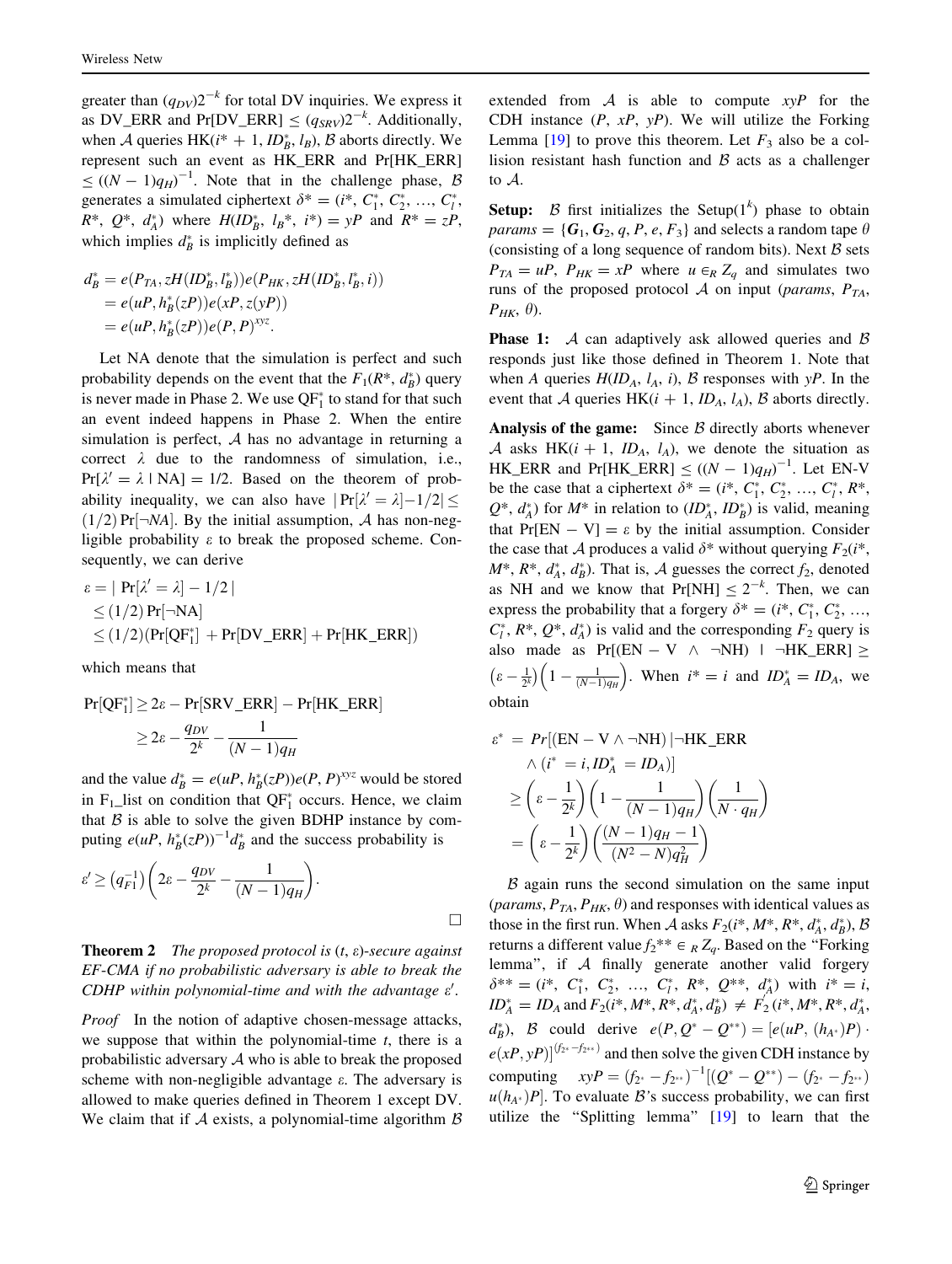greater than $(q_{DV})2^{-k}$ for total DV inquiries. We express it as DV_ERR and $\Pr[\text{DV\_ERR}] \le (q_{SRV})2^{-k}$. Additionally, when $\mathcal{A}$ queries HK($i^* + 1$, $ID_B^*$, $l_B$), $\mathcal{B}$ aborts directly. We represent such an event as HK_ERR and $\Pr[\text{HK\_ERR}] \le ((N-1)q_H)^{-1}$. Note that in the challenge phase, $\mathcal{B}$ generates a simulated ciphertext $\delta^* = (i^*, C_1^*, C_2^*, \ldots, C_l^*, R^*, Q^*, d_A^*)$ where $H(ID_B^*, l_B^*, i^*) = yP$ and $R^* = zP$, which implies $d_B^*$ is implicitly defined as

$$
\begin{aligned}
d_B^* &= e(P_{TA}, zH(ID_B^*, l_B^*))e(P_{HK}, zH(ID_B^*, l_B^*, i)) \\
&= e(uP, h_B^*(zP))e(xP, z(yP)) \\
&= e(uP, h_B^*(zP))e(P, P)^{xyz}.
\end{aligned}
$$

Let NA denote that the simulation is perfect and such probability depends on the event that the $F_1(R^*, d_B^*)$ query is never made in Phase 2. We use $\text{QF}_1^*$ to stand for that such an event indeed happens in Phase 2. When the entire simulation is perfect, $\mathcal{A}$ has no advantage in returning a correct $\lambda$ due to the randomness of simulation, i.e., $\Pr[\lambda' = \lambda \mid \text{NA}] = 1/2$. Based on the theorem of probability inequality, we can also have $|\Pr[\lambda' = \lambda] - 1/2| \le (1/2)\Pr[\neg NA]$. By the initial assumption, $\mathcal{A}$ has non-negligible probability $\varepsilon$ to break the proposed scheme. Consequently, we can derive

$$
\begin{aligned}
\varepsilon &= |\Pr[\lambda' = \lambda] - 1/2| \\
&\le (1/2)\Pr[\neg\text{NA}] \\
&\le (1/2)(\Pr[\text{QF}_1^*] + \Pr[\text{DV\_ERR}] + \Pr[\text{HK\_ERR}])
\end{aligned}
$$

which means that

$$
\begin{aligned}
\Pr[\text{QF}_1^*] &\ge 2\varepsilon - \Pr[\text{SRV\_ERR}] - \Pr[\text{HK\_ERR}] \\
&\ge 2\varepsilon - \frac{q_{DV}}{2^k} - \frac{1}{(N-1)q_H}
\end{aligned}
$$

and the value $d_B^* = e(uP, h_B^*(zP))e(P, P)^{xyz}$ would be stored in $\text{F}_1$_list on condition that $\text{QF}_1^*$ occurs. Hence, we claim that $\mathcal{B}$ is able to solve the given BDHP instance by computing $e(uP, h_B^*(zP))^{-1}d_B^*$ and the success probability is

$$
\varepsilon' \ge (q_{F1}^{-1})\left(2\varepsilon - \frac{q_{DV}}{2^k} - \frac{1}{(N-1)q_H}\right).
$$

□

**Theorem 2** *The proposed protocol is* $(t, \varepsilon)$*-secure against EF-CMA if no probabilistic adversary is able to break the CDHP within polynomial-time and with the advantage* $\varepsilon'$.

*Proof* In the notion of adaptive chosen-message attacks, we suppose that within the polynomial-time $t$, there is a probabilistic adversary $\mathcal{A}$ who is able to break the proposed scheme with non-negligible advantage $\varepsilon$. The adversary is allowed to make queries defined in Theorem 1 except DV. We claim that if $\mathcal{A}$ exists, a polynomial-time algorithm $\mathcal{B}$ extended from $\mathcal{A}$ is able to compute $xyP$ for the CDH instance $(P, xP, yP)$. We will utilize the Forking Lemma [19] to prove this theorem. Let $F_3$ also be a collision resistant hash function and $\mathcal{B}$ acts as a challenger to $\mathcal{A}$.

**Setup:** $\mathcal{B}$ first initializes the Setup($1^k$) phase to obtain *params* = $\{\boldsymbol{G}_1, \boldsymbol{G}_2, q, P, e, F_3\}$ and selects a random tape $\theta$ (consisting of a long sequence of random bits). Next $\mathcal{B}$ sets $P_{TA} = uP$, $P_{HK} = xP$ where $u \in_R Z_q$ and simulates two runs of the proposed protocol $\mathcal{A}$ on input (*params*, $P_{TA}$, $P_{HK}$, $\theta$).

**Phase 1:** $\mathcal{A}$ can adaptively ask allowed queries and $\mathcal{B}$ responds just like those defined in Theorem 1. Note that when $A$ queries $H(ID_A, l_A, i)$, $\mathcal{B}$ responses with $yP$. In the event that $\mathcal{A}$ queries HK($i + 1$, $ID_A$, $l_A$), $\mathcal{B}$ aborts directly.

**Analysis of the game:** Since $\mathcal{B}$ directly aborts whenever $\mathcal{A}$ asks HK($i + 1$, $ID_A$, $l_A$), we denote the situation as HK_ERR and $\Pr[\text{HK\_ERR}] \le ((N-1)q_H)^{-1}$. Let EN-V be the case that a ciphertext $\delta^* = (i^*, C_1^*, C_2^*, \ldots, C_l^*, R^*, Q^*, d_A^*)$ for $M^*$ in relation to $(ID_A^*, ID_B^*)$ is valid, meaning that $\Pr[\text{EN} - \text{V}] = \varepsilon$ by the initial assumption. Consider the case that $\mathcal{A}$ produces a valid $\delta^*$ without querying $F_2(i^*, M^*, R^*, d_A^*, d_B^*)$. That is, $\mathcal{A}$ guesses the correct $f_2$, denoted as NH and we know that $\Pr[\text{NH}] \le 2^{-k}$. Then, we can express the probability that a forgery $\delta^* = (i^*, C_1^*, C_2^*, \ldots, C_l^*, R^*, Q^*, d_A^*)$ is valid and the corresponding $F_2$ query is also made as $\Pr[(\text{EN} - \text{V} \wedge \neg\text{NH}) \mid \neg\text{HK\_ERR}] \ge \left(\varepsilon - \frac{1}{2^k}\right)\left(1 - \frac{1}{(N-1)q_H}\right)$. When $i^* = i$ and $ID_A^* = ID_A$, we obtain

$$
\begin{aligned}
\varepsilon^* &= Pr[(\text{EN} - \text{V} \wedge \neg\text{NH}) \mid \neg\text{HK\_ERR} \\
&\quad \wedge (i^* = i, ID_A^* = ID_A)] \\
&\ge \left(\varepsilon - \frac{1}{2^k}\right)\left(1 - \frac{1}{(N-1)q_H}\right)\left(\frac{1}{N \cdot q_H}\right) \\
&= \left(\varepsilon - \frac{1}{2^k}\right)\left(\frac{(N-1)q_H - 1}{(N^2 - N)q_H^2}\right)
\end{aligned}
$$

$\mathcal{B}$ again runs the second simulation on the same input $(params, P_{TA}, P_{HK}, \theta)$ and responses with identical values as those in the first run. When $\mathcal{A}$ asks $F_2(i^*, M^*, R^*, d_A^*, d_B^*)$, $\mathcal{B}$ returns a different value $f_2^{**} \in_R Z_q$. Based on the "Forking lemma", if $\mathcal{A}$ finally generate another valid forgery $\delta^{**} = (i^*, C_1^*, C_2^*, \ldots, C_l^*, R^*, Q^{**}, d_A^*)$ with $i^* = i$, $ID_A^* = ID_A$ and $F_2(i^*, M^*, R^*, d_A^*, d_B^*) \ne F_2'(i^*, M^*, R^*, d_A^*, d_B^*)$, $\mathcal{B}$ could derive $e(P, Q^* - Q^{**}) = [e(uP, (h_{A^*})P) \cdot e(xP, yP)]^{(f_{2^*} - f_{2^{**}})}$ and then solve the given CDH instance by computing $xyP = (f_{2^*} - f_{2^{**}})^{-1}[(Q^* - Q^{**}) - (f_{2^*} - f_{2^{**}})u(h_{A^*})P]$. To evaluate $\mathcal{B}$'s success probability, we can first utilize the "Splitting lemma" [19] to learn that the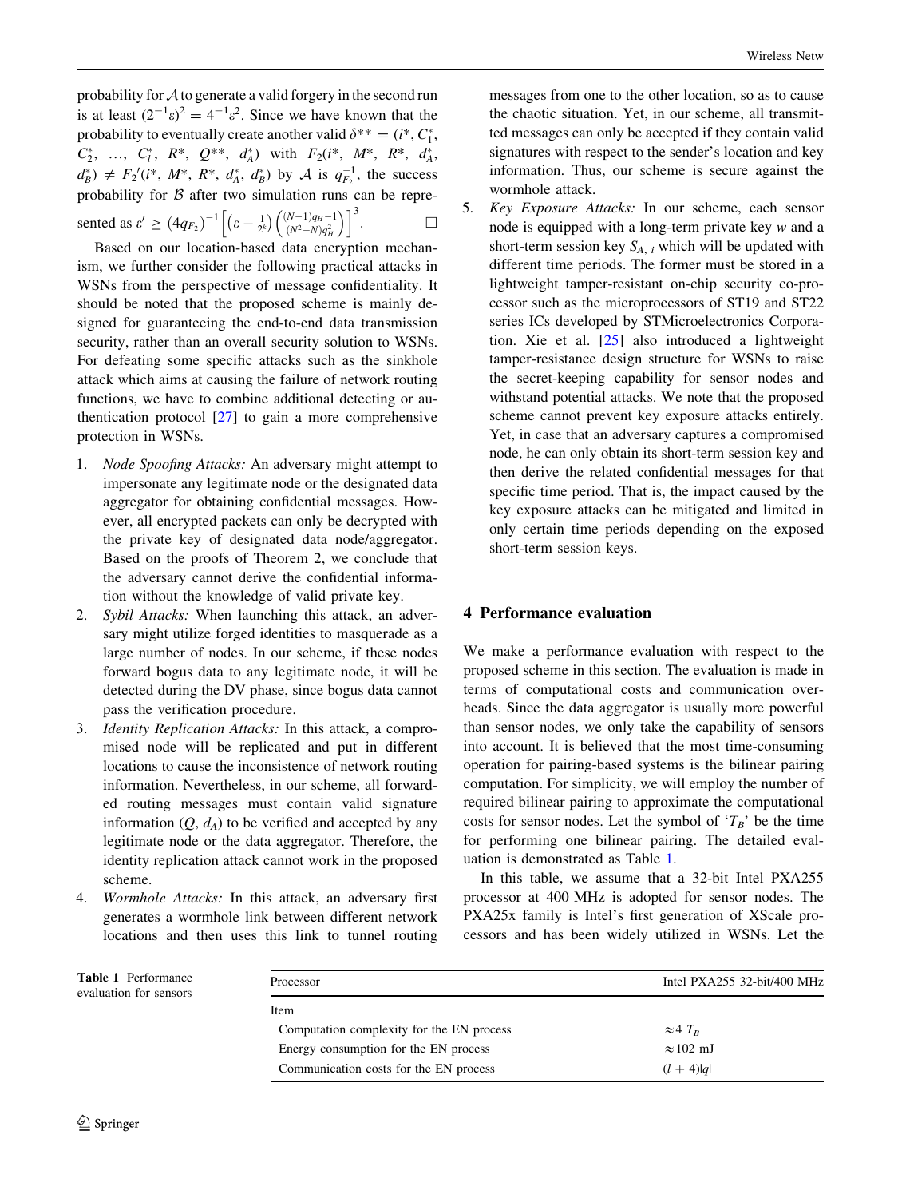probability for $\mathcal{A}$ to generate a valid forgery in the second run is at least $(2^{-1}\varepsilon)^2 = 4^{-1}\varepsilon^2$. Since we have known that the probability to eventually create another valid $\delta^{**} = (i^*, C_1^*, C_2^*, \ldots, C_l^*, R^*, Q^{**}, d_A^*)$ with $F_2(i^*, M^*, R^*, d_A^*, d_B^*) \neq F_2'(i^*, M^*, R^*, d_A^*, d_B^*)$ by $\mathcal{A}$ is $q_{F_2}^{-1}$, the success probability for $\mathcal{B}$ after two simulation runs can be represented as $\varepsilon' \geq (4q_{F_2})^{-1}\left[\left(\varepsilon - \frac{1}{2^k}\right)\left(\frac{(N-1)q_H - 1}{(N^2-N)q_H^2}\right)\right]^3$. □

Based on our location-based data encryption mechanism, we further consider the following practical attacks in WSNs from the perspective of message confidentiality. It should be noted that the proposed scheme is mainly designed for guaranteeing the end-to-end data transmission security, rather than an overall security solution to WSNs. For defeating some specific attacks such as the sinkhole attack which aims at causing the failure of network routing functions, we have to combine additional detecting or authentication protocol [27] to gain a more comprehensive protection in WSNs.

1. *Node Spoofing Attacks:* An adversary might attempt to impersonate any legitimate node or the designated data aggregator for obtaining confidential messages. However, all encrypted packets can only be decrypted with the private key of designated data node/aggregator. Based on the proofs of Theorem 2, we conclude that the adversary cannot derive the confidential information without the knowledge of valid private key.
2. *Sybil Attacks:* When launching this attack, an adversary might utilize forged identities to masquerade as a large number of nodes. In our scheme, if these nodes forward bogus data to any legitimate node, it will be detected during the DV phase, since bogus data cannot pass the verification procedure.
3. *Identity Replication Attacks:* In this attack, a compromised node will be replicated and put in different locations to cause the inconsistence of network routing information. Nevertheless, in our scheme, all forwarded routing messages must contain valid signature information $(Q, d_A)$ to be verified and accepted by any legitimate node or the data aggregator. Therefore, the identity replication attack cannot work in the proposed scheme.
4. *Wormhole Attacks:* In this attack, an adversary first generates a wormhole link between different network locations and then uses this link to tunnel routing messages from one to the other location, so as to cause the chaotic situation. Yet, in our scheme, all transmitted messages can only be accepted if they contain valid signatures with respect to the sender's location and key information. Thus, our scheme is secure against the wormhole attack.
5. *Key Exposure Attacks:* In our scheme, each sensor node is equipped with a long-term private key $w$ and a short-term session key $S_{A,i}$ which will be updated with different time periods. The former must be stored in a lightweight tamper-resistant on-chip security co-processor such as the microprocessors of ST19 and ST22 series ICs developed by STMicroelectronics Corporation. Xie et al. [25] also introduced a lightweight tamper-resistance design structure for WSNs to raise the secret-keeping capability for sensor nodes and withstand potential attacks. We note that the proposed scheme cannot prevent key exposure attacks entirely. Yet, in case that an adversary captures a compromised node, he can only obtain its short-term session key and then derive the related confidential messages for that specific time period. That is, the impact caused by the key exposure attacks can be mitigated and limited in only certain time periods depending on the exposed short-term session keys.

## 4 Performance evaluation

We make a performance evaluation with respect to the proposed scheme in this section. The evaluation is made in terms of computational costs and communication overheads. Since the data aggregator is usually more powerful than sensor nodes, we only take the capability of sensors into account. It is believed that the most time-consuming operation for pairing-based systems is the bilinear pairing computation. For simplicity, we will employ the number of required bilinear pairing to approximate the computational costs for sensor nodes. Let the symbol of '$T_B$' be the time for performing one bilinear pairing. The detailed evaluation is demonstrated as Table 1.

In this table, we assume that a 32-bit Intel PXA255 processor at 400 MHz is adopted for sensor nodes. The PXA25x family is Intel's first generation of XScale processors and has been widely utilized in WSNs. Let the

**Table 1** Performance evaluation for sensors

| Processor | Intel PXA255 32-bit/400 MHz |
|---|---|
| Item | |
| Computation complexity for the EN process | $\approx 4\ T_B$ |
| Energy consumption for the EN process | $\approx 102$ mJ |
| Communication costs for the EN process | $(l + 4)\lvert q\rvert$ |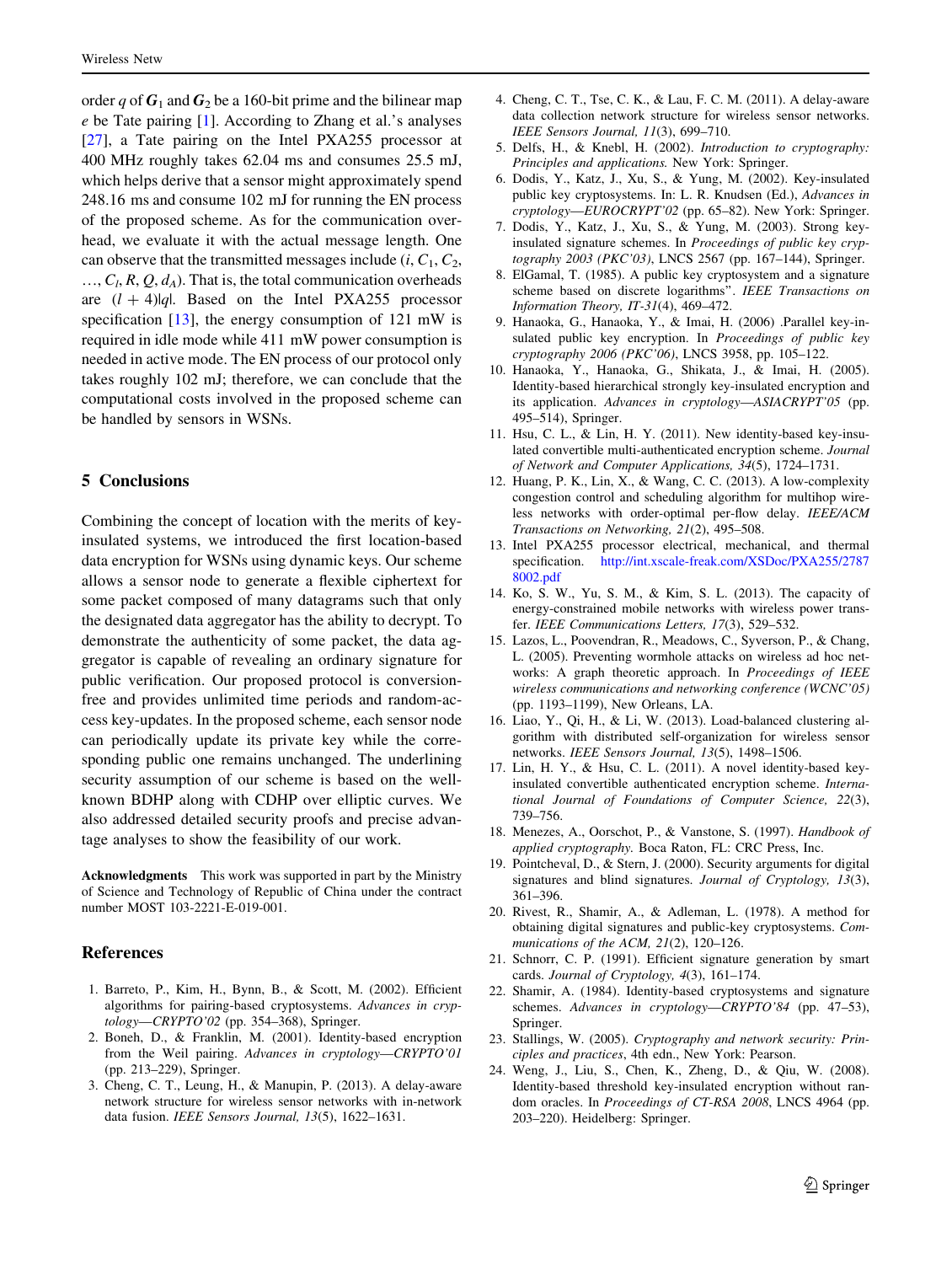order $q$ of $\boldsymbol{G}_1$ and $\boldsymbol{G}_2$ be a 160-bit prime and the bilinear map $e$ be Tate pairing [1]. According to Zhang et al.'s analyses [27], a Tate pairing on the Intel PXA255 processor at 400 MHz roughly takes 62.04 ms and consumes 25.5 mJ, which helps derive that a sensor might approximately spend 248.16 ms and consume 102 mJ for running the EN process of the proposed scheme. As for the communication overhead, we evaluate it with the actual message length. One can observe that the transmitted messages include ($i$, $C_1$, $C_2$, …, $C_l$, $R$, $Q$, $d_A$). That is, the total communication overheads are $(l + 4)|q|$. Based on the Intel PXA255 processor specification [13], the energy consumption of 121 mW is required in idle mode while 411 mW power consumption is needed in active mode. The EN process of our protocol only takes roughly 102 mJ; therefore, we can conclude that the computational costs involved in the proposed scheme can be handled by sensors in WSNs.

## 5 Conclusions

Combining the concept of location with the merits of key-insulated systems, we introduced the first location-based data encryption for WSNs using dynamic keys. Our scheme allows a sensor node to generate a flexible ciphertext for some packet composed of many datagrams such that only the designated data aggregator has the ability to decrypt. To demonstrate the authenticity of some packet, the data aggregator is capable of revealing an ordinary signature for public verification. Our proposed protocol is conversion-free and provides unlimited time periods and random-access key-updates. In the proposed scheme, each sensor node can periodically update its private key while the corresponding public one remains unchanged. The underlining security assumption of our scheme is based on the well-known BDHP along with CDHP over elliptic curves. We also addressed detailed security proofs and precise advantage analyses to show the feasibility of our work.

**Acknowledgments** This work was supported in part by the Ministry of Science and Technology of Republic of China under the contract number MOST 103-2221-E-019-001.

## References

1. Barreto, P., Kim, H., Bynn, B., & Scott, M. (2002). Efficient algorithms for pairing-based cryptosystems. *Advances in cryptology—CRYPTO'02* (pp. 354–368), Springer.
2. Boneh, D., & Franklin, M. (2001). Identity-based encryption from the Weil pairing. *Advances in cryptology—CRYPTO'01* (pp. 213–229), Springer.
3. Cheng, C. T., Leung, H., & Manupin, P. (2013). A delay-aware network structure for wireless sensor networks with in-network data fusion. *IEEE Sensors Journal, 13*(5), 1622–1631.
4. Cheng, C. T., Tse, C. K., & Lau, F. C. M. (2011). A delay-aware data collection network structure for wireless sensor networks. *IEEE Sensors Journal, 11*(3), 699–710.
5. Delfs, H., & Knebl, H. (2002). *Introduction to cryptography: Principles and applications.* New York: Springer.
6. Dodis, Y., Katz, J., Xu, S., & Yung, M. (2002). Key-insulated public key cryptosystems. In: L. R. Knudsen (Ed.), *Advances in cryptology—EUROCRYPT'02* (pp. 65–82). New York: Springer.
7. Dodis, Y., Katz, J., Xu, S., & Yung, M. (2003). Strong key-insulated signature schemes. In *Proceedings of public key cryptography 2003 (PKC'03)*, LNCS 2567 (pp. 167–144), Springer.
8. ElGamal, T. (1985). A public key cryptosystem and a signature scheme based on discrete logarithms". *IEEE Transactions on Information Theory, IT-31*(4), 469–472.
9. Hanaoka, G., Hanaoka, Y., & Imai, H. (2006) .Parallel key-insulated public key encryption. In *Proceedings of public key cryptography 2006 (PKC'06)*, LNCS 3958, pp. 105–122.
10. Hanaoka, Y., Hanaoka, G., Shikata, J., & Imai, H. (2005). Identity-based hierarchical strongly key-insulated encryption and its application. *Advances in cryptology—ASIACRYPT'05* (pp. 495–514), Springer.
11. Hsu, C. L., & Lin, H. Y. (2011). New identity-based key-insulated convertible multi-authenticated encryption scheme. *Journal of Network and Computer Applications, 34*(5), 1724–1731.
12. Huang, P. K., Lin, X., & Wang, C. C. (2013). A low-complexity congestion control and scheduling algorithm for multihop wireless networks with order-optimal per-flow delay. *IEEE/ACM Transactions on Networking, 21*(2), 495–508.
13. Intel PXA255 processor electrical, mechanical, and thermal specification. http://int.xscale-freak.com/XSDoc/PXA255/27878002.pdf
14. Ko, S. W., Yu, S. M., & Kim, S. L. (2013). The capacity of energy-constrained mobile networks with wireless power transfer. *IEEE Communications Letters, 17*(3), 529–532.
15. Lazos, L., Poovendran, R., Meadows, C., Syverson, P., & Chang, L. (2005). Preventing wormhole attacks on wireless ad hoc networks: A graph theoretic approach. In *Proceedings of IEEE wireless communications and networking conference (WCNC'05)* (pp. 1193–1199), New Orleans, LA.
16. Liao, Y., Qi, H., & Li, W. (2013). Load-balanced clustering algorithm with distributed self-organization for wireless sensor networks. *IEEE Sensors Journal, 13*(5), 1498–1506.
17. Lin, H. Y., & Hsu, C. L. (2011). A novel identity-based key-insulated convertible authenticated encryption scheme. *International Journal of Foundations of Computer Science, 22*(3), 739–756.
18. Menezes, A., Oorschot, P., & Vanstone, S. (1997). *Handbook of applied cryptography.* Boca Raton, FL: CRC Press, Inc.
19. Pointcheval, D., & Stern, J. (2000). Security arguments for digital signatures and blind signatures. *Journal of Cryptology, 13*(3), 361–396.
20. Rivest, R., Shamir, A., & Adleman, L. (1978). A method for obtaining digital signatures and public-key cryptosystems. *Communications of the ACM, 21*(2), 120–126.
21. Schnorr, C. P. (1991). Efficient signature generation by smart cards. *Journal of Cryptology, 4*(3), 161–174.
22. Shamir, A. (1984). Identity-based cryptosystems and signature schemes. *Advances in cryptology—CRYPTO'84* (pp. 47–53), Springer.
23. Stallings, W. (2005). *Cryptography and network security: Principles and practices*, 4th edn., New York: Pearson.
24. Weng, J., Liu, S., Chen, K., Zheng, D., & Qiu, W. (2008). Identity-based threshold key-insulated encryption without random oracles. In *Proceedings of CT-RSA 2008*, LNCS 4964 (pp. 203–220). Heidelberg: Springer.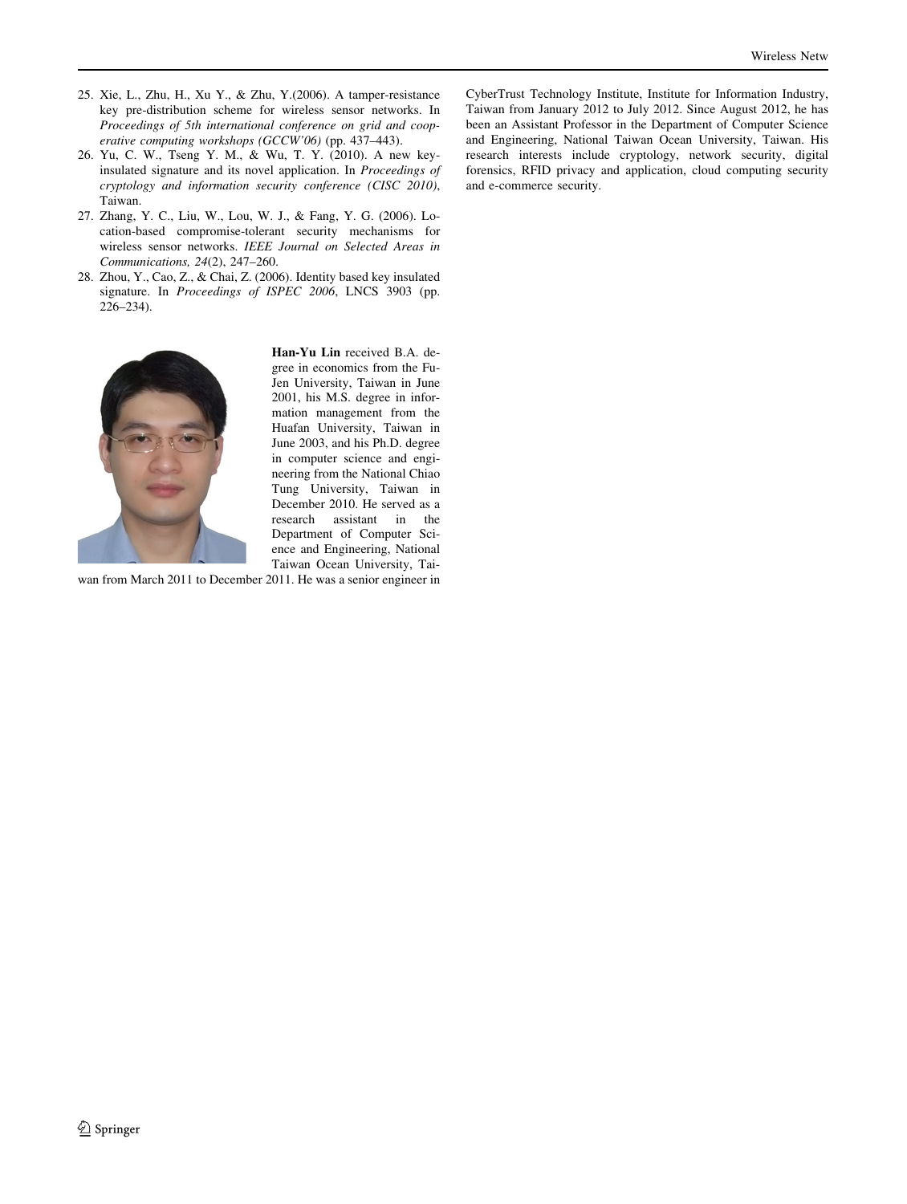25. Xie, L., Zhu, H., Xu Y., & Zhu, Y.(2006). A tamper-resistance key pre-distribution scheme for wireless sensor networks. In *Proceedings of 5th international conference on grid and cooperative computing workshops (GCCW'06)* (pp. 437–443).
26. Yu, C. W., Tseng Y. M., & Wu, T. Y. (2010). A new key-insulated signature and its novel application. In *Proceedings of cryptology and information security conference (CISC 2010)*, Taiwan.
27. Zhang, Y. C., Liu, W., Lou, W. J., & Fang, Y. G. (2006). Location-based compromise-tolerant security mechanisms for wireless sensor networks. *IEEE Journal on Selected Areas in Communications, 24*(2), 247–260.
28. Zhou, Y., Cao, Z., & Chai, Z. (2006). Identity based key insulated signature. In *Proceedings of ISPEC 2006*, LNCS 3903 (pp. 226–234).

**Han-Yu Lin** received B.A. degree in economics from the Fu-Jen University, Taiwan in June 2001, his M.S. degree in information management from the Huafan University, Taiwan in June 2003, and his Ph.D. degree in computer science and engineering from the National Chiao Tung University, Taiwan in December 2010. He served as a research assistant in the Department of Computer Science and Engineering, National Taiwan Ocean University, Taiwan from March 2011 to December 2011. He was a senior engineer in CyberTrust Technology Institute, Institute for Information Industry, Taiwan from January 2012 to July 2012. Since August 2012, he has been an Assistant Professor in the Department of Computer Science and Engineering, National Taiwan Ocean University, Taiwan. His research interests include cryptology, network security, digital forensics, RFID privacy and application, cloud computing security and e-commerce security.